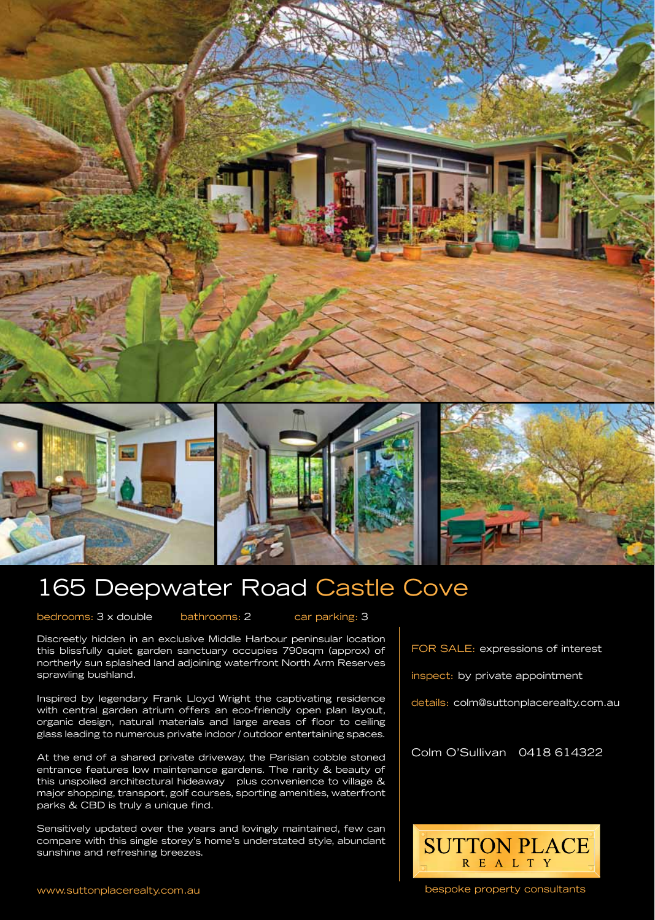# 165 Deepwater Road Castle Cove

bedrooms: 3 x double    bathrooms: 2    car parking: 3

Discreetly hidden in an exclusive Middle Harbour peninsular location this blissfully quiet garden sanctuary occupies 790sqm (approx) of northerly sun splashed land adjoining waterfront North Arm Reserves sprawling bushland.

Inspired by legendary Frank Lloyd Wright the captivating residence with central garden atrium offers an eco-friendly open plan layout, organic design, natural materials and large areas of floor to ceiling glass leading to numerous private indoor / outdoor entertaining spaces.

At the end of a shared private driveway, the Parisian cobble stoned entrance features low maintenance gardens. The rarity & beauty of this unspoiled architectural hideaway  plus convenience to village & major shopping, transport, golf courses, sporting amenities, waterfront parks & CBD is truly a unique find.

Sensitively updated over the years and lovingly maintained, few can compare with this single storey's home's understated style, abundant sunshine and refreshing breezes.

FOR SALE: expressions of interest

inspect: by private appointment

details: colm@suttonplacerealty.com.au

Colm O'Sullivan  0418 614322

SUTTON PLACE REALTY

bespoke property consultants

www.suttonplacerealty.com.au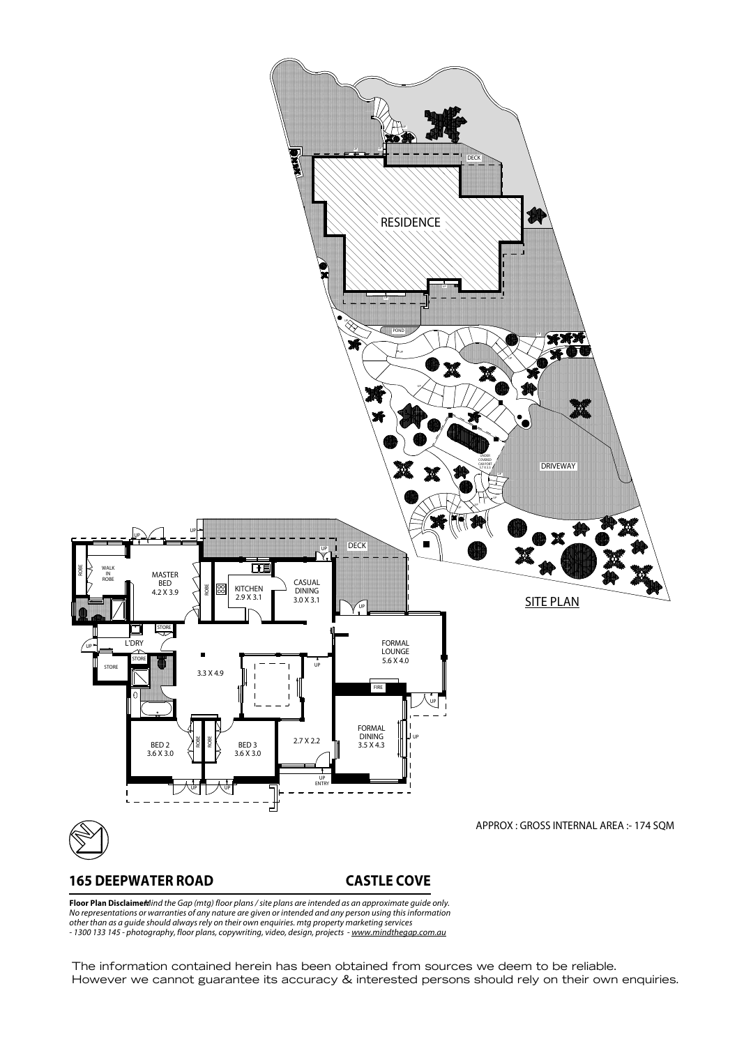SITE PLAN

RESIDENCE

DECK

POND

DRIVEWAY

UNDER COVERED CAR PORT

MASTER BED 4.2 X 3.9

WALK IN ROBE

ROBE

KITCHEN 2.9 X 3.1

CASUAL DINING 3.0 X 3.1

DECK

FORMAL LOUNGE 5.6 X 4.0

FIRE

FORMAL DINING 3.5 X 4.3

L'DRY

STORE

3.3 X 4.9

2.7 X 2.2

BED 2 3.6 X 3.0

BED 3 3.6 X 3.0

UP ENTRY

APPROX : GROSS INTERNAL AREA :- 174 SQM

## 165 DEEPWATER ROAD CASTLE COVE

**Floor Plan Disclaimer:** *Mind the Gap (mtg) floor plans / site plans are intended as an approximate guide only. No representations or warranties of any nature are given or intended and any person using this information other than as a guide should always rely on their own enquiries. mtg property marketing services - 1300 133 145 - photography, floor plans, copywriting, video, design, projects - www.mindthegap.com.au*

The information contained herein has been obtained from sources we deem to be reliable. However we cannot guarantee its accuracy & interested persons should rely on their own enquiries.